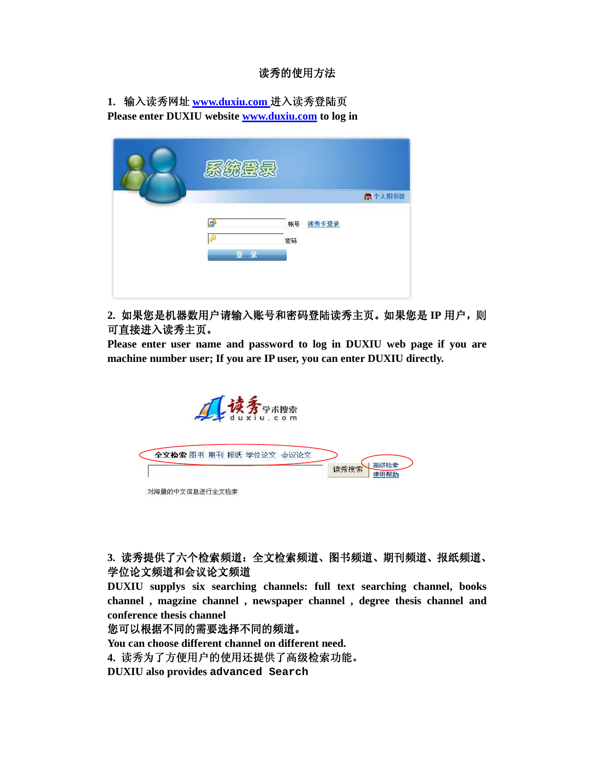# 读秀的使用方法

1. 输入读秀网址 www.duxiu.com 进入读秀登陆页
Please enter DUXIU website www.duxiu.com to log in

2. 如果您是机器数用户请输入账号和密码登陆读秀主页。如果您是 IP 用户，则可直接进入读秀主页。
Please enter user name and password to log in DUXIU web page if you are machine number user; If you are IP user, you can enter DUXIU directly.

3. 读秀提供了六个检索频道：全文检索频道、图书频道、期刊频道、报纸频道、学位论文频道和会议论文频道
DUXIU supplys six searching channels: full text searching channel, books channel , magzine channel , newspaper channel , degree thesis channel and conference thesis channel
您可以根据不同的需要选择不同的频道。
You can choose different channel on different need.

4. 读秀为了方便用户的使用还提供了高级检索功能。
DUXIU also provides advanced Search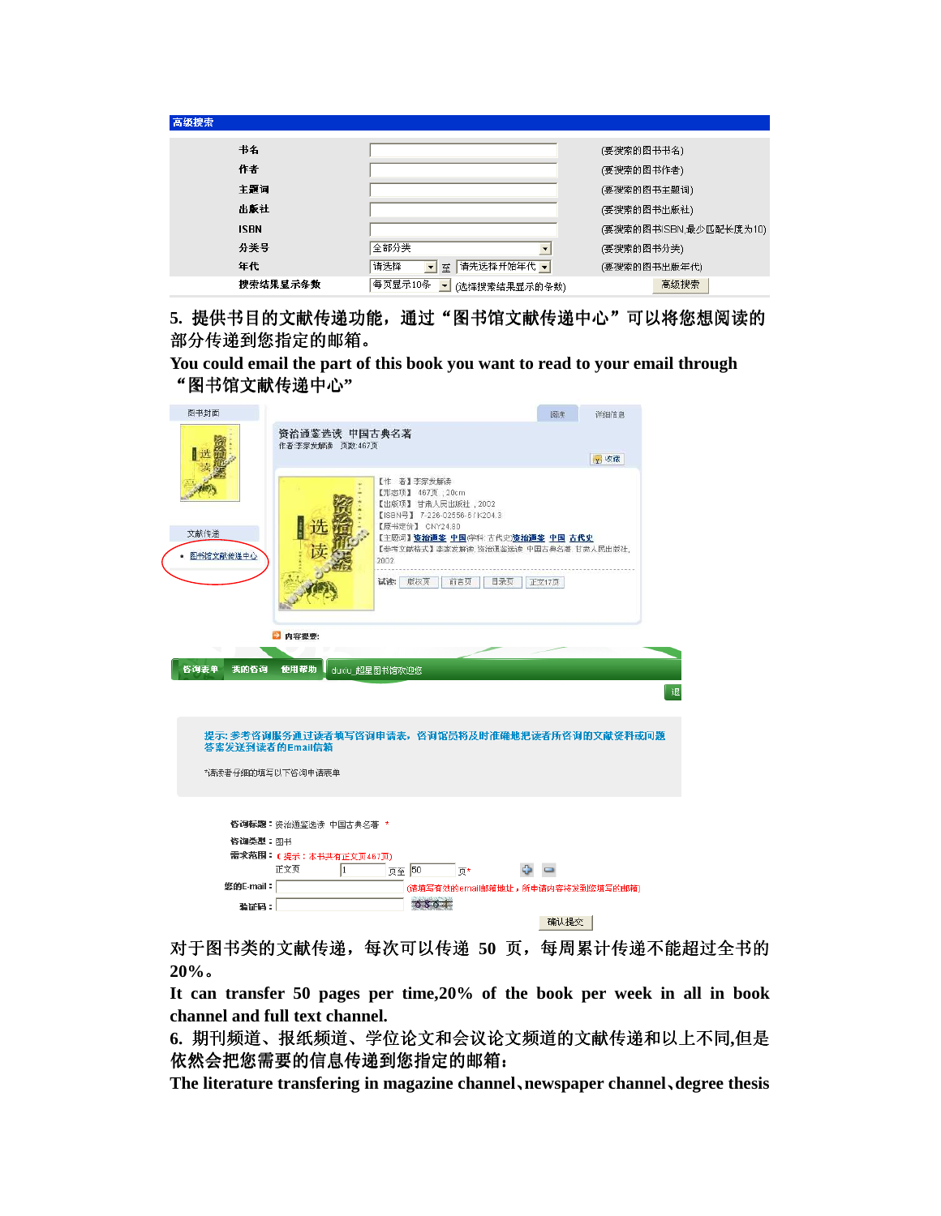| 高级搜索 | | |
|---|---|---|
| 书名 | | (要搜索的图书书名) |
| 作者 | | (要搜索的图书作者) |
| 主题词 | | (要搜索的图书主题词) |
| 出版社 | | (要搜索的图书出版社) |
| ISBN | | (要搜索的图书ISBN,最少匹配长度为10) |
| 分类号 | 全部分类 | (要搜索的图书分类) |
| 年代 | 请选择 至 请先选择开始年代 | (要搜索的图书出版年代) |
| 搜索结果显示条数 | 每页显示10条 (选择搜索结果显示的条数) | 高级搜索 |

**5. 提供书目的文献传递功能，通过“图书馆文献传递中心”可以将您想阅读的部分传递到您指定的邮箱。**

**You could email the part of this book you want to read to your email through “图书馆文献传递中心”**

**对于图书类的文献传递，每次可以传递 50 页，每周累计传递不能超过全书的 20%。**

**It can transfer 50 pages per time,20% of the book per week in all in book channel and full text channel.**

**6. 期刊频道、报纸频道、学位论文和会议论文频道的文献传递和以上不同,但是依然会把您需要的信息传递到您指定的邮箱：**

**The literature transfering in magazine channel、newspaper channel、degree thesis**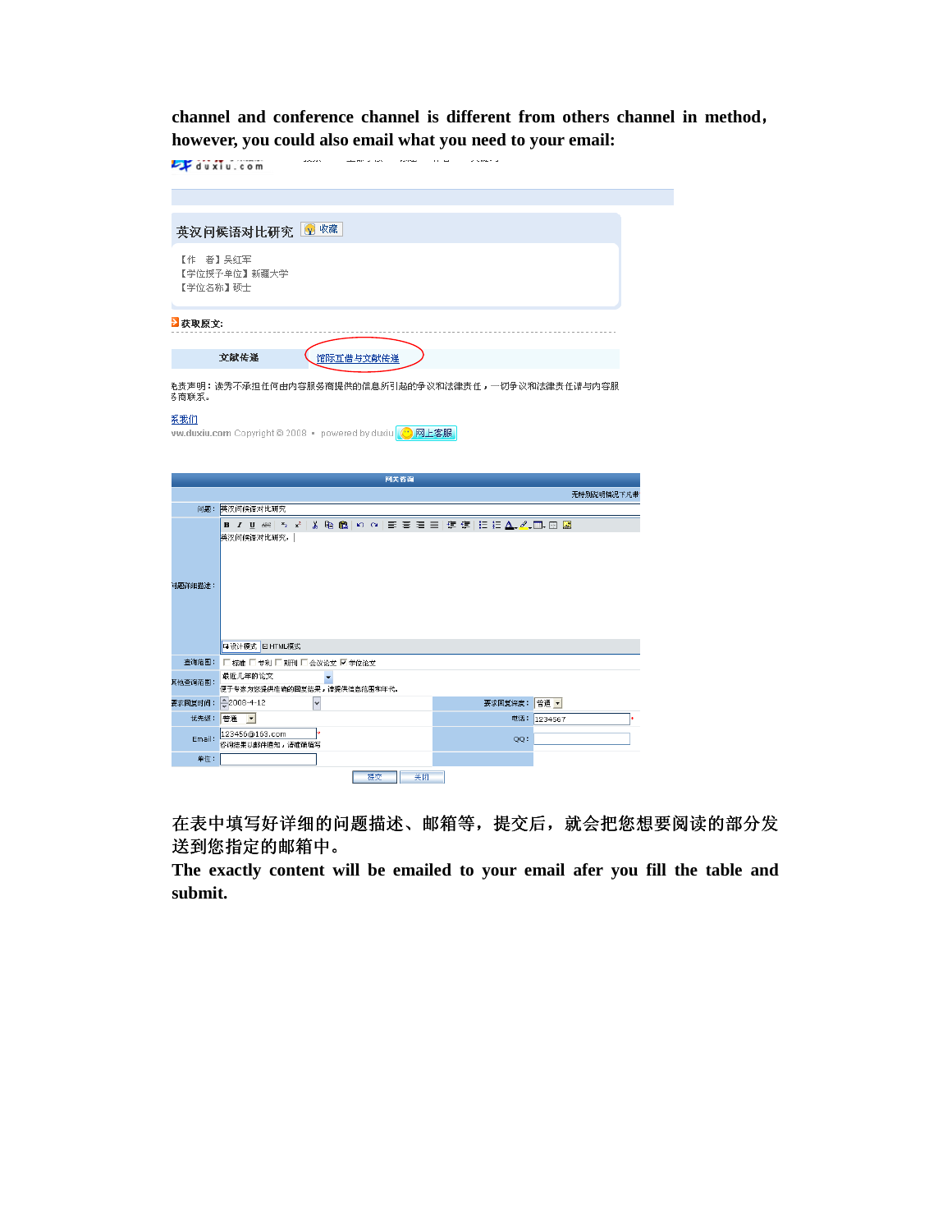channel and conference channel is different from others channel in method，however, you could also email what you need to your email:

在表中填写好详细的问题描述、邮箱等，提交后，就会把您想要阅读的部分发送到您指定的邮箱中。

The exactly content will be emailed to your email afer you fill the table and submit.